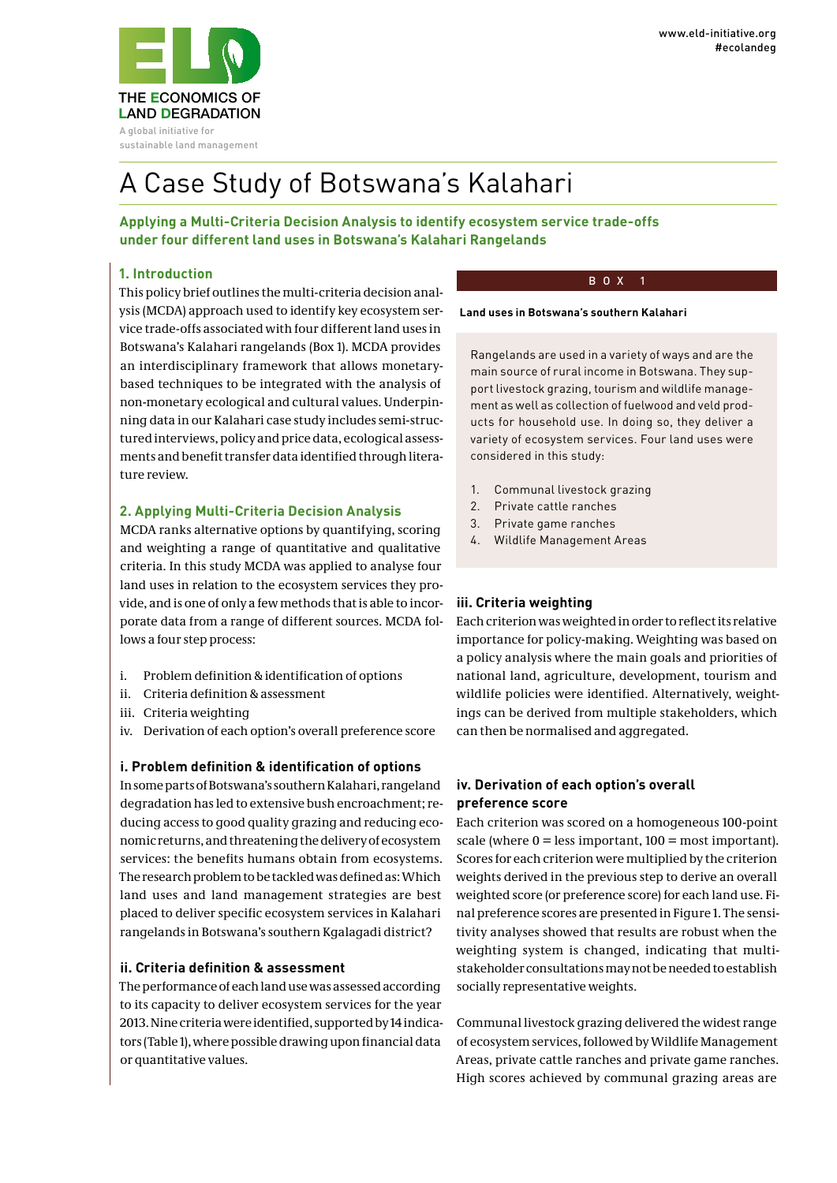THE ECONOMICS OF LAND DEGRADATION

A global initiative for sustainable land management

www.eld-initiative.org
#ecolandeg

# A Case Study of Botswana's Kalahari

**Applying a Multi-Criteria Decision Analysis to identify ecosystem service trade-offs under four different land uses in Botswana's Kalahari Rangelands**

## 1. Introduction

This policy brief outlines the multi-criteria decision analysis (MCDA) approach used to identify key ecosystem service trade-offs associated with four different land uses in Botswana's Kalahari rangelands (Box 1). MCDA provides an interdisciplinary framework that allows monetary-based techniques to be integrated with the analysis of non-monetary ecological and cultural values. Underpinning data in our Kalahari case study includes semi-structured interviews, policy and price data, ecological assessments and benefit transfer data identified through literature review.

## 2. Applying Multi-Criteria Decision Analysis

MCDA ranks alternative options by quantifying, scoring and weighting a range of quantitative and qualitative criteria. In this study MCDA was applied to analyse four land uses in relation to the ecosystem services they provide, and is one of only a few methods that is able to incorporate data from a range of different sources. MCDA follows a four step process:

i. Problem definition & identification of options
ii. Criteria definition & assessment
iii. Criteria weighting
iv. Derivation of each option's overall preference score

### i. Problem definition & identification of options

In some parts of Botswana's southern Kalahari, rangeland degradation has led to extensive bush encroachment; reducing access to good quality grazing and reducing economic returns, and threatening the delivery of ecosystem services: the benefits humans obtain from ecosystems. The research problem to be tackled was defined as: Which land uses and land management strategies are best placed to deliver specific ecosystem services in Kalahari rangelands in Botswana's southern Kgalagadi district?

### ii. Criteria definition & assessment

The performance of each land use was assessed according to its capacity to deliver ecosystem services for the year 2013. Nine criteria were identified, supported by 14 indicators (Table 1), where possible drawing upon financial data or quantitative values.

> **BOX 1**
>
> **Land uses in Botswana's southern Kalahari**
>
> Rangelands are used in a variety of ways and are the main source of rural income in Botswana. They support livestock grazing, tourism and wildlife management as well as collection of fuelwood and veld products for household use. In doing so, they deliver a variety of ecosystem services. Four land uses were considered in this study:
>
> 1. Communal livestock grazing
> 2. Private cattle ranches
> 3. Private game ranches
> 4. Wildlife Management Areas

### iii. Criteria weighting

Each criterion was weighted in order to reflect its relative importance for policy-making. Weighting was based on a policy analysis where the main goals and priorities of national land, agriculture, development, tourism and wildlife policies were identified. Alternatively, weightings can be derived from multiple stakeholders, which can then be normalised and aggregated.

### iv. Derivation of each option's overall preference score

Each criterion was scored on a homogeneous 100-point scale (where 0 = less important, 100 = most important). Scores for each criterion were multiplied by the criterion weights derived in the previous step to derive an overall weighted score (or preference score) for each land use. Final preference scores are presented in Figure 1. The sensitivity analyses showed that results are robust when the weighting system is changed, indicating that multi-stakeholder consultations may not be needed to establish socially representative weights.

Communal livestock grazing delivered the widest range of ecosystem services, followed by Wildlife Management Areas, private cattle ranches and private game ranches. High scores achieved by communal grazing areas are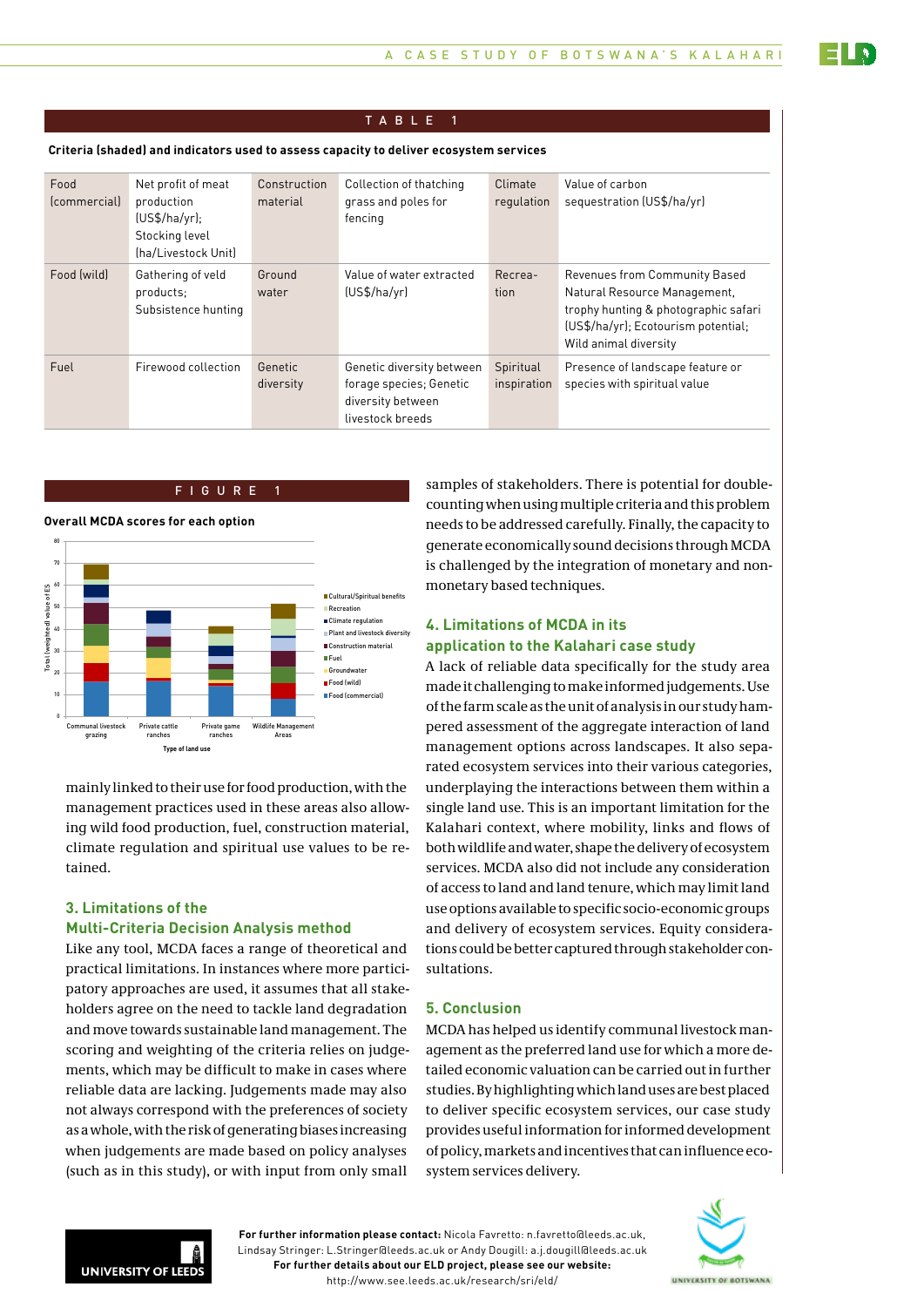## TABLE 1

**Criteria (shaded) and indicators used to assess capacity to deliver ecosystem services**

| | | | | | |
|---|---|---|---|---|---|
| Food (commercial) | Net profit of meat production (US$/ha/yr); Stocking level (ha/Livestock Unit) | Construction material | Collection of thatching grass and poles for fencing | Climate regulation | Value of carbon sequestration (US$/ha/yr) |
| Food (wild) | Gathering of veld products; Subsistence hunting | Ground water | Value of water extracted (US$/ha/yr) | Recrea-tion | Revenues from Community Based Natural Resource Management, trophy hunting & photographic safari (US$/ha/yr); Ecotourism potential; Wild animal diversity |
| Fuel | Firewood collection | Genetic diversity | Genetic diversity between forage species; Genetic diversity between livestock breeds | Spiritual inspiration | Presence of landscape feature or species with spiritual value |

## FIGURE 1

**Overall MCDA scores for each option**

Total (weighted) value of ES

0
10
20
30
40
50
60
70
80

Communal livestock grazing
Private cattle ranches
Private game ranches
Wildlife Management Areas

Type of land use

Cultural/Spiritual benefits
Recreation
Climate regulation
Plant and livestock diversity
Construction material
Fuel
Groundwater
Food (wild)
Food (commercial)

mainly linked to their use for food production, with the management practices used in these areas also allowing wild food production, fuel, construction material, climate regulation and spiritual use values to be retained.

### 3. Limitations of the Multi-Criteria Decision Analysis method

Like any tool, MCDA faces a range of theoretical and practical limitations. In instances where more participatory approaches are used, it assumes that all stakeholders agree on the need to tackle land degradation and move towards sustainable land management. The scoring and weighting of the criteria relies on judgements, which may be difficult to make in cases where reliable data are lacking. Judgements made may also not always correspond with the preferences of society as a whole, with the risk of generating biases increasing when judgements are made based on policy analyses (such as in this study), or with input from only small samples of stakeholders. There is potential for double-counting when using multiple criteria and this problem needs to be addressed carefully. Finally, the capacity to generate economically sound decisions through MCDA is challenged by the integration of monetary and non-monetary based techniques.

### 4. Limitations of MCDA in its application to the Kalahari case study

A lack of reliable data specifically for the study area made it challenging to make informed judgements. Use of the farm scale as the unit of analysis in our study hampered assessment of the aggregate interaction of land management options across landscapes. It also separated ecosystem services into their various categories, underplaying the interactions between them within a single land use. This is an important limitation for the Kalahari context, where mobility, links and flows of both wildlife and water, shape the delivery of ecosystem services. MCDA also did not include any consideration of access to land and land tenure, which may limit land use options available to specific socio-economic groups and delivery of ecosystem services. Equity considerations could be better captured through stakeholder consultations.

### 5. Conclusion

MCDA has helped us identify communal livestock management as the preferred land use for which a more detailed economic valuation can be carried out in further studies. By highlighting which land uses are best placed to deliver specific ecosystem services, our case study provides useful information for informed development of policy, markets and incentives that can influence ecosystem services delivery.

UNIVERSITY OF LEEDS

**For further information please contact:** Nicola Favretto: n.favretto@leeds.ac.uk, Lindsay Stringer: L.Stringer@leeds.ac.uk or Andy Dougill: a.j.dougill@leeds.ac.uk
**For further details about our ELD project, please see our website:**
http://www.see.leeds.ac.uk/research/sri/eld/

UNIVERSITY OF BOTSWANA